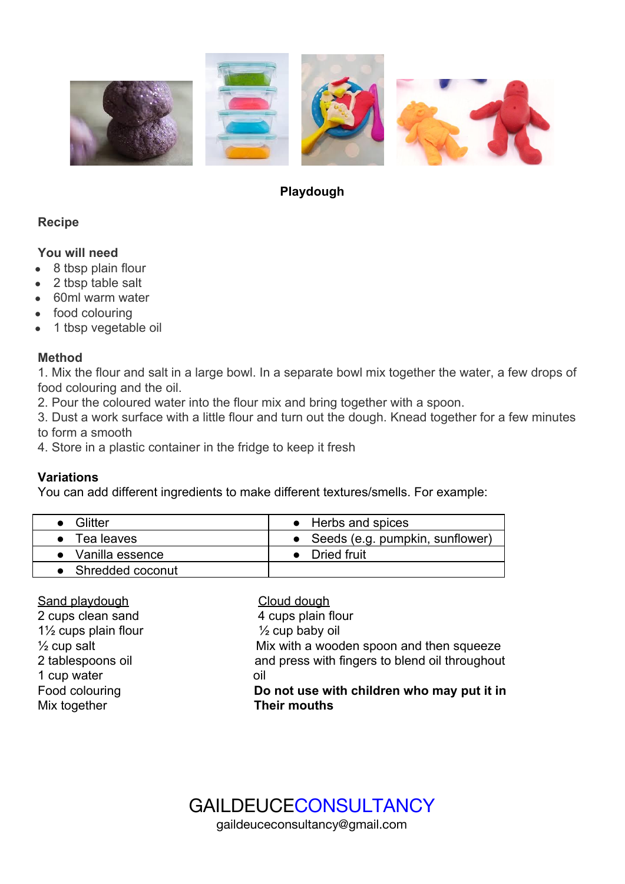**Playdough**

**Recipe**

**You will need**

- 8 tbsp plain flour
- 2 tbsp table salt
- 60ml warm water
- food colouring
- 1 tbsp vegetable oil

**Method**

1. Mix the flour and salt in a large bowl. In a separate bowl mix together the water, a few drops of food colouring and the oil.
2. Pour the coloured water into the flour mix and bring together with a spoon.
3. Dust a work surface with a little flour and turn out the dough. Knead together for a few minutes to form a smooth
4. Store in a plastic container in the fridge to keep it fresh

**Variations**

You can add different ingredients to make different textures/smells. For example:

| | |
|---|---|
| • Glitter | • Herbs and spices |
| • Tea leaves | • Seeds (e.g. pumpkin, sunflower) |
| • Vanilla essence | • Dried fruit |
| • Shredded coconut | |

<u>Sand playdough</u>
2 cups clean sand
1½ cups plain flour
½ cup salt
2 tablespoons oil
1 cup water
Food colouring
Mix together

<u>Cloud dough</u>
4 cups plain flour
½ cup baby oil
Mix with a wooden spoon and then squeeze and press with fingers to blend oil throughout oil
**Do not use with children who may put it in Their mouths**

GAILDEUCECONSULTANCY
gaildeuceconsultancy@gmail.com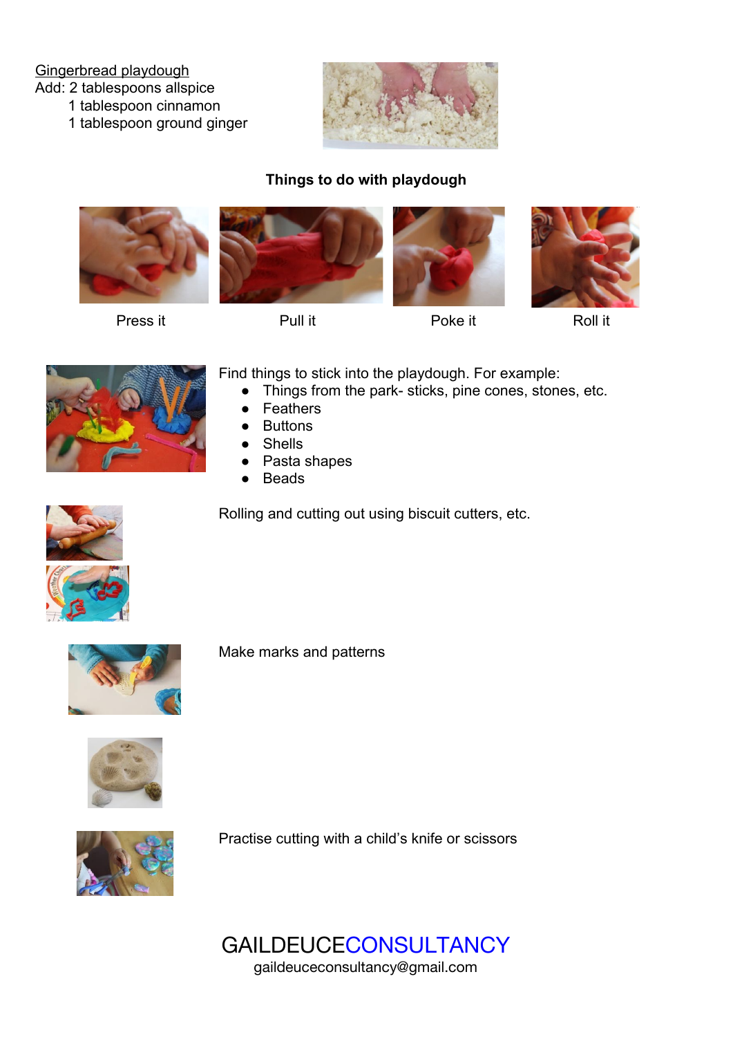Gingerbread playdough

Add: 2 tablespoons allspice

1 tablespoon cinnamon

1 tablespoon ground ginger

**Things to do with playdough**

Press it

Pull it

Poke it

Roll it

Find things to stick into the playdough. For example:

- Things from the park- sticks, pine cones, stones, etc.
- Feathers
- Buttons
- Shells
- Pasta shapes
- Beads

Rolling and cutting out using biscuit cutters, etc.

Make marks and patterns

Practise cutting with a child's knife or scissors

GAILDEUCECONSULTANCY

gaildeuceconsultancy@gmail.com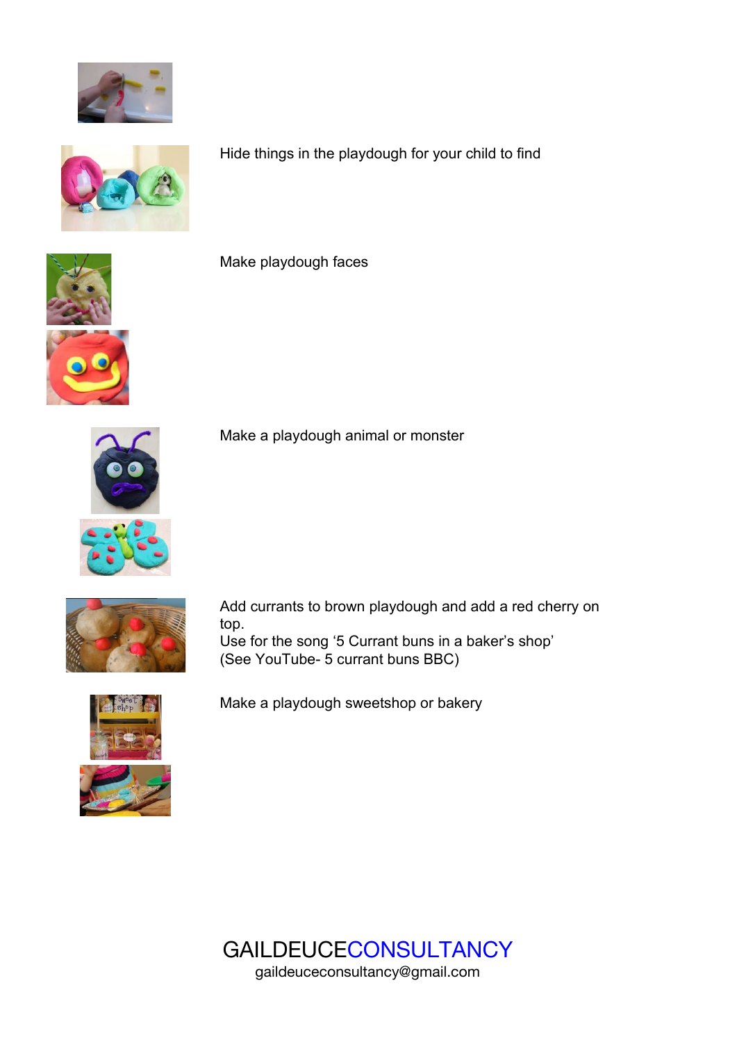Hide things in the playdough for your child to find

Make playdough faces

Make a playdough animal or monster

Add currants to brown playdough and add a red cherry on top.
Use for the song ‘5 Currant buns in a baker’s shop’
(See YouTube- 5 currant buns BBC)

Make a playdough sweetshop or bakery

GAILDEUCECONSULTANCY
gaildeuceconsultancy@gmail.com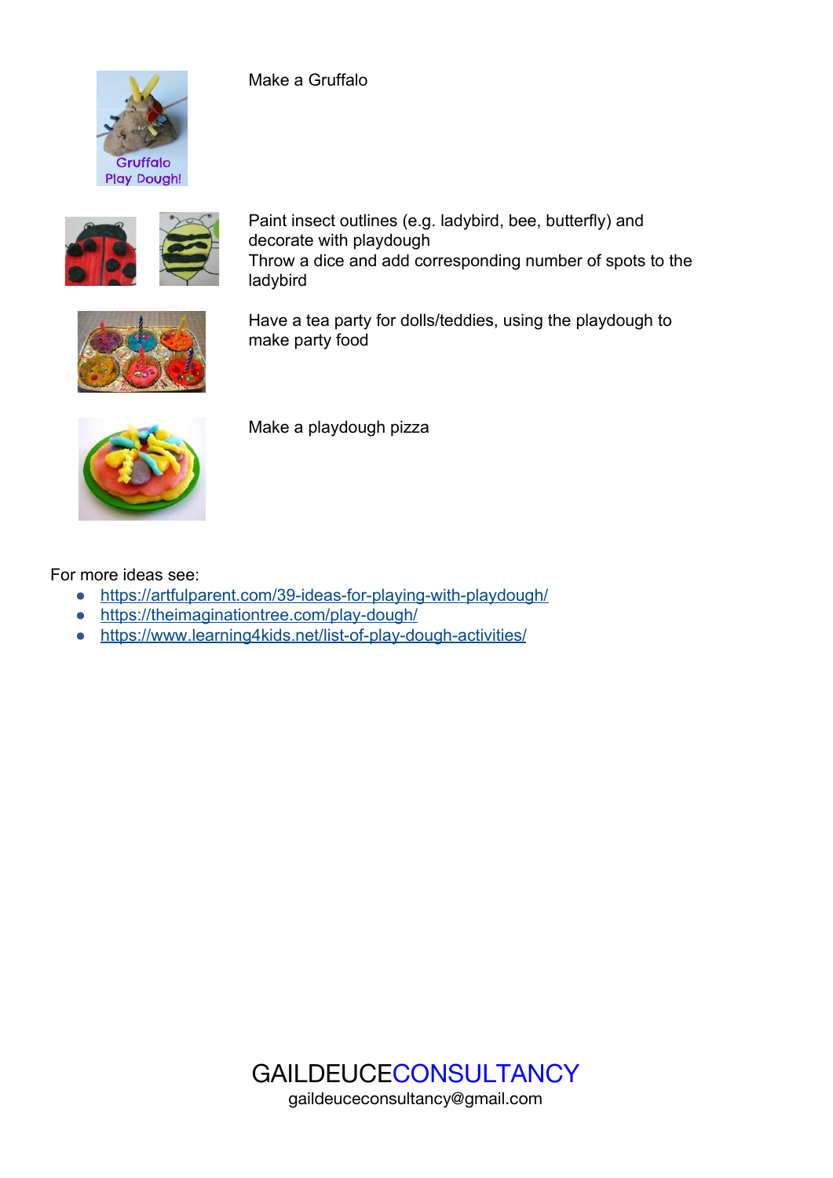Make a Gruffalo

Paint insect outlines (e.g. ladybird, bee, butterfly) and decorate with playdough
Throw a dice and add corresponding number of spots to the ladybird

Have a tea party for dolls/teddies, using the playdough to make party food

Make a playdough pizza

For more ideas see:

- https://artfulparent.com/39-ideas-for-playing-with-playdough/
- https://theimaginationtree.com/play-dough/
- https://www.learning4kids.net/list-of-play-dough-activities/

GAILDEUCECONSULTANCY
gaildeuceconsultancy@gmail.com